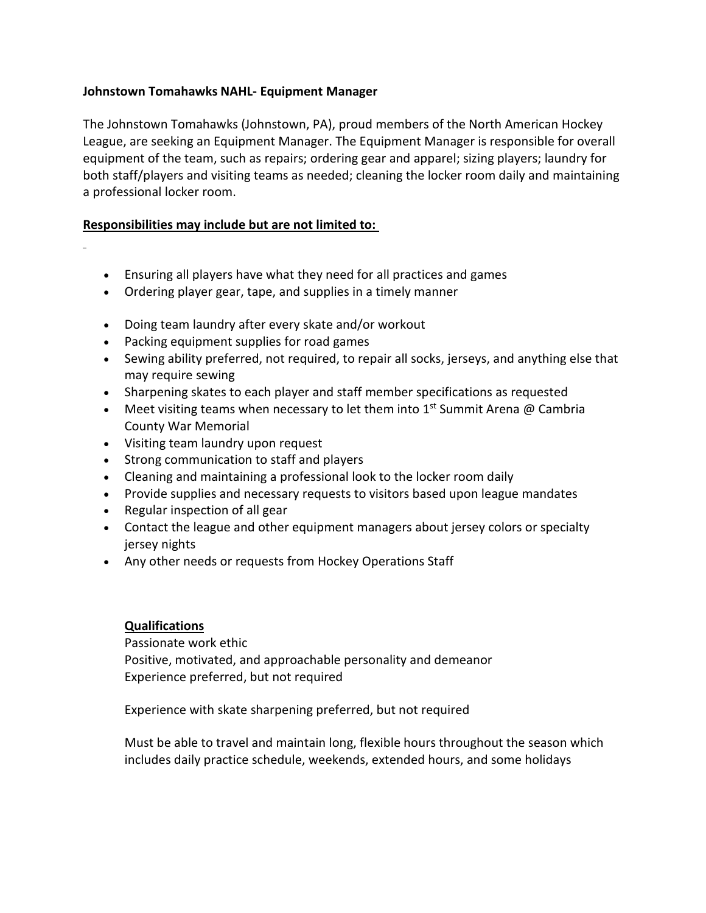**Johnstown Tomahawks NAHL- Equipment Manager**

The Johnstown Tomahawks (Johnstown, PA), proud members of the North American Hockey League, are seeking an Equipment Manager. The Equipment Manager is responsible for overall equipment of the team, such as repairs; ordering gear and apparel; sizing players; laundry for both staff/players and visiting teams as needed; cleaning the locker room daily and maintaining a professional locker room.

**Responsibilities may include but are not limited to:**

- Ensuring all players have what they need for all practices and games
- Ordering player gear, tape, and supplies in a timely manner
- Doing team laundry after every skate and/or workout
- Packing equipment supplies for road games
- Sewing ability preferred, not required, to repair all socks, jerseys, and anything else that may require sewing
- Sharpening skates to each player and staff member specifications as requested
- Meet visiting teams when necessary to let them into 1st Summit Arena @ Cambria County War Memorial
- Visiting team laundry upon request
- Strong communication to staff and players
- Cleaning and maintaining a professional look to the locker room daily
- Provide supplies and necessary requests to visitors based upon league mandates
- Regular inspection of all gear
- Contact the league and other equipment managers about jersey colors or specialty jersey nights
- Any other needs or requests from Hockey Operations Staff

**Qualifications**

Passionate work ethic
Positive, motivated, and approachable personality and demeanor
Experience preferred, but not required

Experience with skate sharpening preferred, but not required

Must be able to travel and maintain long, flexible hours throughout the season which includes daily practice schedule, weekends, extended hours, and some holidays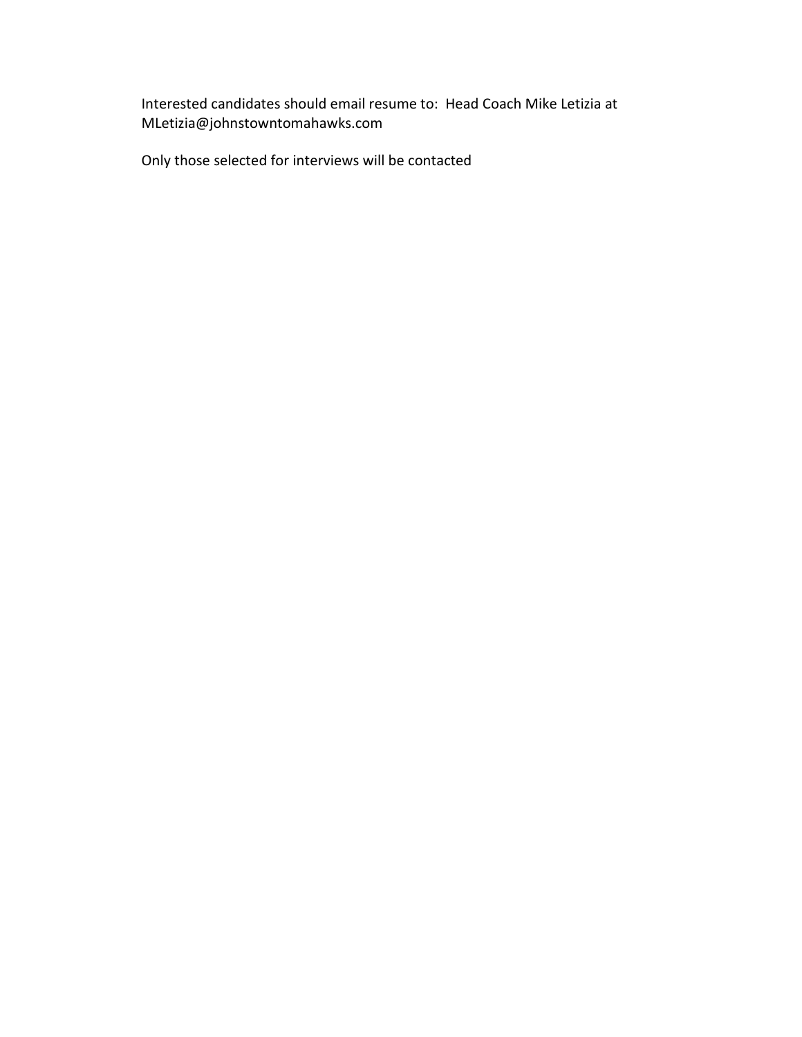Interested candidates should email resume to: Head Coach Mike Letizia at MLetizia@johnstowntomahawks.com

Only those selected for interviews will be contacted